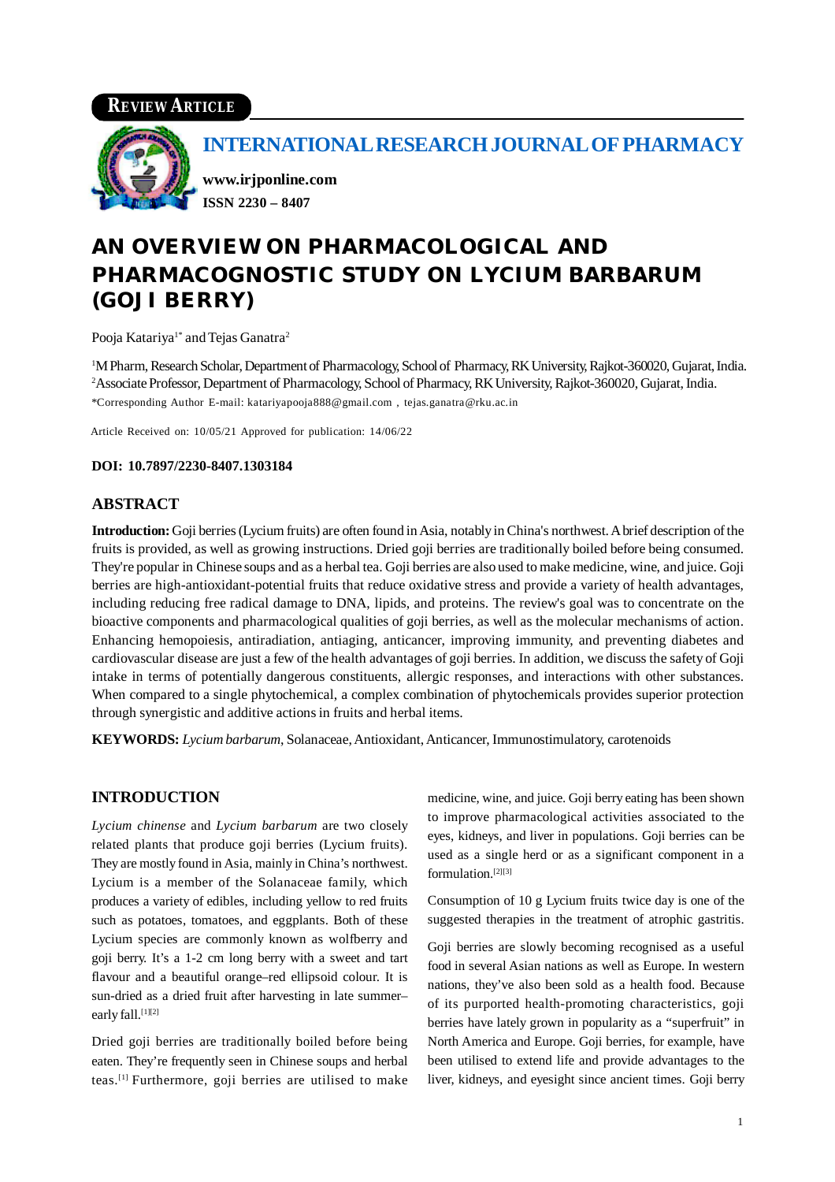REVIEW ARTICLE

# INTERNATIONAL RESEARCH JOURNAL OF PHARMACY

**www.irjponline.com**
**ISSN 2230 – 8407**

# AN OVERVIEW ON PHARMACOLOGICAL AND PHARMACOGNOSTIC STUDY ON LYCIUM BARBARUM (GOJI BERRY)

Pooja Katariya[1*] and Tejas Ganatra[2]

[1]M Pharm, Research Scholar, Department of Pharmacology, School of Pharmacy, RK University, Rajkot-360020, Gujarat, India.
[2]Associate Professor, Department of Pharmacology, School of Pharmacy, RK University, Rajkot-360020, Gujarat, India.
*Corresponding Author E-mail: katariyapooja888@gmail.com , tejas.ganatra@rku.ac.in

Article Received on: 10/05/21 Approved for publication: 14/06/22

**DOI: 10.7897/2230-8407.1303184**

## ABSTRACT

**Introduction:** Goji berries (Lycium fruits) are often found in Asia, notably in China's northwest. A brief description of the fruits is provided, as well as growing instructions. Dried goji berries are traditionally boiled before being consumed. They're popular in Chinese soups and as a herbal tea. Goji berries are also used to make medicine, wine, and juice. Goji berries are high-antioxidant-potential fruits that reduce oxidative stress and provide a variety of health advantages, including reducing free radical damage to DNA, lipids, and proteins. The review's goal was to concentrate on the bioactive components and pharmacological qualities of goji berries, as well as the molecular mechanisms of action. Enhancing hemopoiesis, antiradiation, antiaging, anticancer, improving immunity, and preventing diabetes and cardiovascular disease are just a few of the health advantages of goji berries. In addition, we discuss the safety of Goji intake in terms of potentially dangerous constituents, allergic responses, and interactions with other substances. When compared to a single phytochemical, a complex combination of phytochemicals provides superior protection through synergistic and additive actions in fruits and herbal items.

**KEYWORDS:** *Lycium barbarum*, Solanaceae, Antioxidant, Anticancer, Immunostimulatory, carotenoids

## INTRODUCTION

*Lycium chinense* and *Lycium barbarum* are two closely related plants that produce goji berries (Lycium fruits). They are mostly found in Asia, mainly in China's northwest. Lycium is a member of the Solanaceae family, which produces a variety of edibles, including yellow to red fruits such as potatoes, tomatoes, and eggplants. Both of these Lycium species are commonly known as wolfberry and goji berry. It's a 1-2 cm long berry with a sweet and tart flavour and a beautiful orange–red ellipsoid colour. It is sun-dried as a dried fruit after harvesting in late summer–early fall.[1][2]

Dried goji berries are traditionally boiled before being eaten. They're frequently seen in Chinese soups and herbal teas.[1] Furthermore, goji berries are utilised to make medicine, wine, and juice. Goji berry eating has been shown to improve pharmacological activities associated to the eyes, kidneys, and liver in populations. Goji berries can be used as a single herd or as a significant component in a formulation.[2][3]

Consumption of 10 g Lycium fruits twice day is one of the suggested therapies in the treatment of atrophic gastritis.

Goji berries are slowly becoming recognised as a useful food in several Asian nations as well as Europe. In western nations, they've also been sold as a health food. Because of its purported health-promoting characteristics, goji berries have lately grown in popularity as a "superfruit" in North America and Europe. Goji berries, for example, have been utilised to extend life and provide advantages to the liver, kidneys, and eyesight since ancient times. Goji berry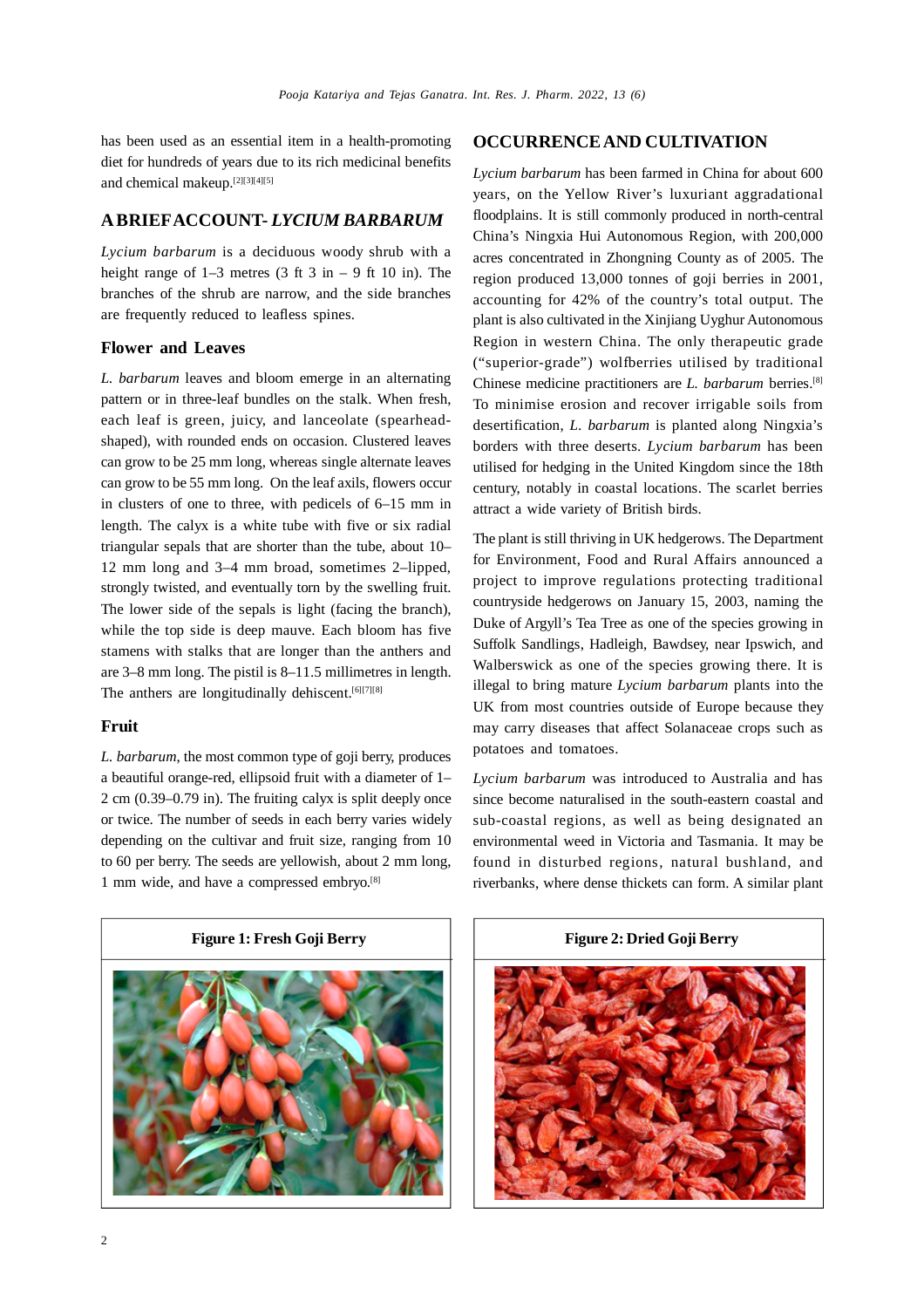has been used as an essential item in a health-promoting diet for hundreds of years due to its rich medicinal benefits and chemical makeup.[2][3][4][5]

## A BRIEF ACCOUNT- *LYCIUM BARBARUM*

*Lycium barbarum* is a deciduous woody shrub with a height range of 1–3 metres (3 ft 3 in – 9 ft 10 in). The branches of the shrub are narrow, and the side branches are frequently reduced to leafless spines.

### Flower and Leaves

*L. barbarum* leaves and bloom emerge in an alternating pattern or in three-leaf bundles on the stalk. When fresh, each leaf is green, juicy, and lanceolate (spearhead-shaped), with rounded ends on occasion. Clustered leaves can grow to be 25 mm long, whereas single alternate leaves can grow to be 55 mm long. On the leaf axils, flowers occur in clusters of one to three, with pedicels of 6–15 mm in length. The calyx is a white tube with five or six radial triangular sepals that are shorter than the tube, about 10–12 mm long and 3–4 mm broad, sometimes 2–lipped, strongly twisted, and eventually torn by the swelling fruit. The lower side of the sepals is light (facing the branch), while the top side is deep mauve. Each bloom has five stamens with stalks that are longer than the anthers and are 3–8 mm long. The pistil is 8–11.5 millimetres in length. The anthers are longitudinally dehiscent.[6][7][8]

### Fruit

*L. barbarum*, the most common type of goji berry, produces a beautiful orange-red, ellipsoid fruit with a diameter of 1–2 cm (0.39–0.79 in). The fruiting calyx is split deeply once or twice. The number of seeds in each berry varies widely depending on the cultivar and fruit size, ranging from 10 to 60 per berry. The seeds are yellowish, about 2 mm long, 1 mm wide, and have a compressed embryo.[8]

## OCCURRENCE AND CULTIVATION

*Lycium barbarum* has been farmed in China for about 600 years, on the Yellow River's luxuriant aggradational floodplains. It is still commonly produced in north-central China's Ningxia Hui Autonomous Region, with 200,000 acres concentrated in Zhongning County as of 2005. The region produced 13,000 tonnes of goji berries in 2001, accounting for 42% of the country's total output. The plant is also cultivated in the Xinjiang Uyghur Autonomous Region in western China. The only therapeutic grade ("superior-grade") wolfberries utilised by traditional Chinese medicine practitioners are *L. barbarum* berries.[8] To minimise erosion and recover irrigable soils from desertification, *L. barbarum* is planted along Ningxia's borders with three deserts. *Lycium barbarum* has been utilised for hedging in the United Kingdom since the 18th century, notably in coastal locations. The scarlet berries attract a wide variety of British birds.

The plant is still thriving in UK hedgerows. The Department for Environment, Food and Rural Affairs announced a project to improve regulations protecting traditional countryside hedgerows on January 15, 2003, naming the Duke of Argyll's Tea Tree as one of the species growing in Suffolk Sandlings, Hadleigh, Bawdsey, near Ipswich, and Walberswick as one of the species growing there. It is illegal to bring mature *Lycium barbarum* plants into the UK from most countries outside of Europe because they may carry diseases that affect Solanaceae crops such as potatoes and tomatoes.

*Lycium barbarum* was introduced to Australia and has since become naturalised in the south-eastern coastal and sub-coastal regions, as well as being designated an environmental weed in Victoria and Tasmania. It may be found in disturbed regions, natural bushland, and riverbanks, where dense thickets can form. A similar plant

**Figure 1: Fresh Goji Berry**

**Figure 2: Dried Goji Berry**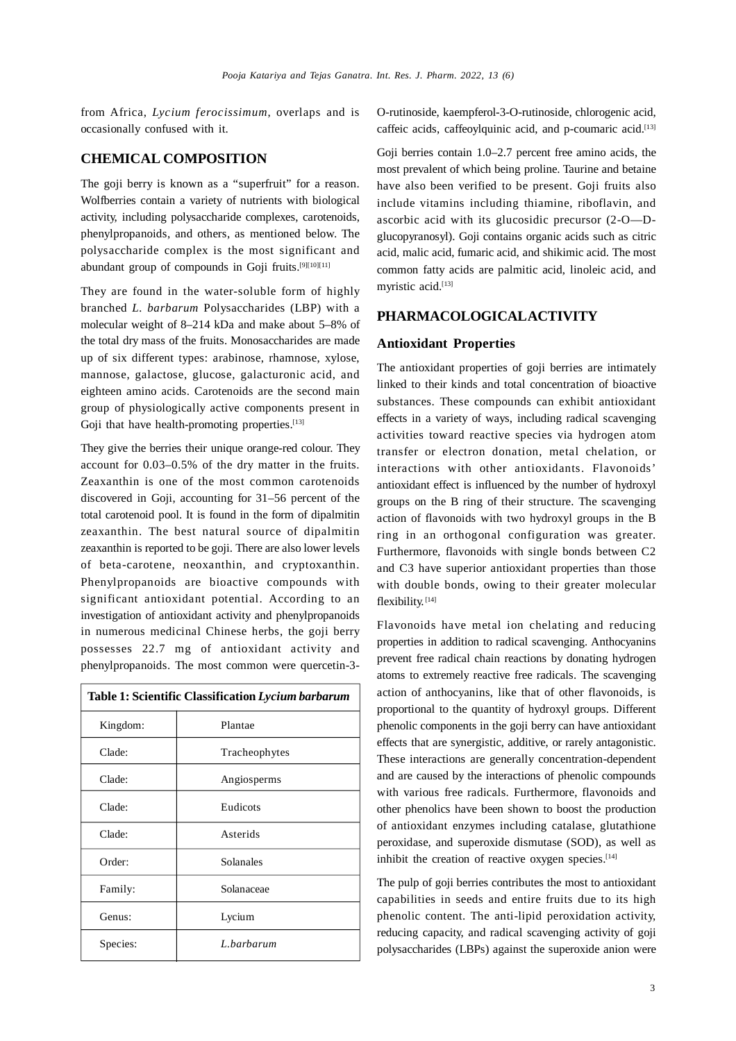from Africa, *Lycium ferocissimum*, overlaps and is occasionally confused with it.

## CHEMICAL COMPOSITION

The goji berry is known as a "superfruit" for a reason. Wolfberries contain a variety of nutrients with biological activity, including polysaccharide complexes, carotenoids, phenylpropanoids, and others, as mentioned below. The polysaccharide complex is the most significant and abundant group of compounds in Goji fruits.[9][10][11]

They are found in the water-soluble form of highly branched *L. barbarum* Polysaccharides (LBP) with a molecular weight of 8–214 kDa and make about 5–8% of the total dry mass of the fruits. Monosaccharides are made up of six different types: arabinose, rhamnose, xylose, mannose, galactose, glucose, galacturonic acid, and eighteen amino acids. Carotenoids are the second main group of physiologically active components present in Goji that have health-promoting properties.[13]

They give the berries their unique orange-red colour. They account for 0.03–0.5% of the dry matter in the fruits. Zeaxanthin is one of the most common carotenoids discovered in Goji, accounting for 31–56 percent of the total carotenoid pool. It is found in the form of dipalmitin zeaxanthin. The best natural source of dipalmitin zeaxanthin is reported to be goji. There are also lower levels of beta-carotene, neoxanthin, and cryptoxanthin. Phenylpropanoids are bioactive compounds with significant antioxidant potential. According to an investigation of antioxidant activity and phenylpropanoids in numerous medicinal Chinese herbs, the goji berry possesses 22.7 mg of antioxidant activity and phenylpropanoids. The most common were quercetin-3-O-rutinoside, kaempferol-3-O-rutinoside, chlorogenic acid, caffeic acids, caffeoylquinic acid, and p-coumaric acid.[13]

**Table 1: Scientific Classification *Lycium barbarum***

| | |
|---|---|
| Kingdom: | Plantae |
| Clade: | Tracheophytes |
| Clade: | Angiosperms |
| Clade: | Eudicots |
| Clade: | Asterids |
| Order: | Solanales |
| Family: | Solanaceae |
| Genus: | Lycium |
| Species: | *L.barbarum* |

Goji berries contain 1.0–2.7 percent free amino acids, the most prevalent of which being proline. Taurine and betaine have also been verified to be present. Goji fruits also include vitamins including thiamine, riboflavin, and ascorbic acid with its glucosidic precursor (2-O—D-glucopyranosyl). Goji contains organic acids such as citric acid, malic acid, fumaric acid, and shikimic acid. The most common fatty acids are palmitic acid, linoleic acid, and myristic acid.[13]

## PHARMACOLOGICALACTIVITY

### Antioxidant Properties

The antioxidant properties of goji berries are intimately linked to their kinds and total concentration of bioactive substances. These compounds can exhibit antioxidant effects in a variety of ways, including radical scavenging activities toward reactive species via hydrogen atom transfer or electron donation, metal chelation, or interactions with other antioxidants. Flavonoids' antioxidant effect is influenced by the number of hydroxyl groups on the B ring of their structure. The scavenging action of flavonoids with two hydroxyl groups in the B ring in an orthogonal configuration was greater. Furthermore, flavonoids with single bonds between C2 and C3 have superior antioxidant properties than those with double bonds, owing to their greater molecular flexibility.[14]

Flavonoids have metal ion chelating and reducing properties in addition to radical scavenging. Anthocyanins prevent free radical chain reactions by donating hydrogen atoms to extremely reactive free radicals. The scavenging action of anthocyanins, like that of other flavonoids, is proportional to the quantity of hydroxyl groups. Different phenolic components in the goji berry can have antioxidant effects that are synergistic, additive, or rarely antagonistic. These interactions are generally concentration-dependent and are caused by the interactions of phenolic compounds with various free radicals. Furthermore, flavonoids and other phenolics have been shown to boost the production of antioxidant enzymes including catalase, glutathione peroxidase, and superoxide dismutase (SOD), as well as inhibit the creation of reactive oxygen species.[14]

The pulp of goji berries contributes the most to antioxidant capabilities in seeds and entire fruits due to its high phenolic content. The anti-lipid peroxidation activity, reducing capacity, and radical scavenging activity of goji polysaccharides (LBPs) against the superoxide anion were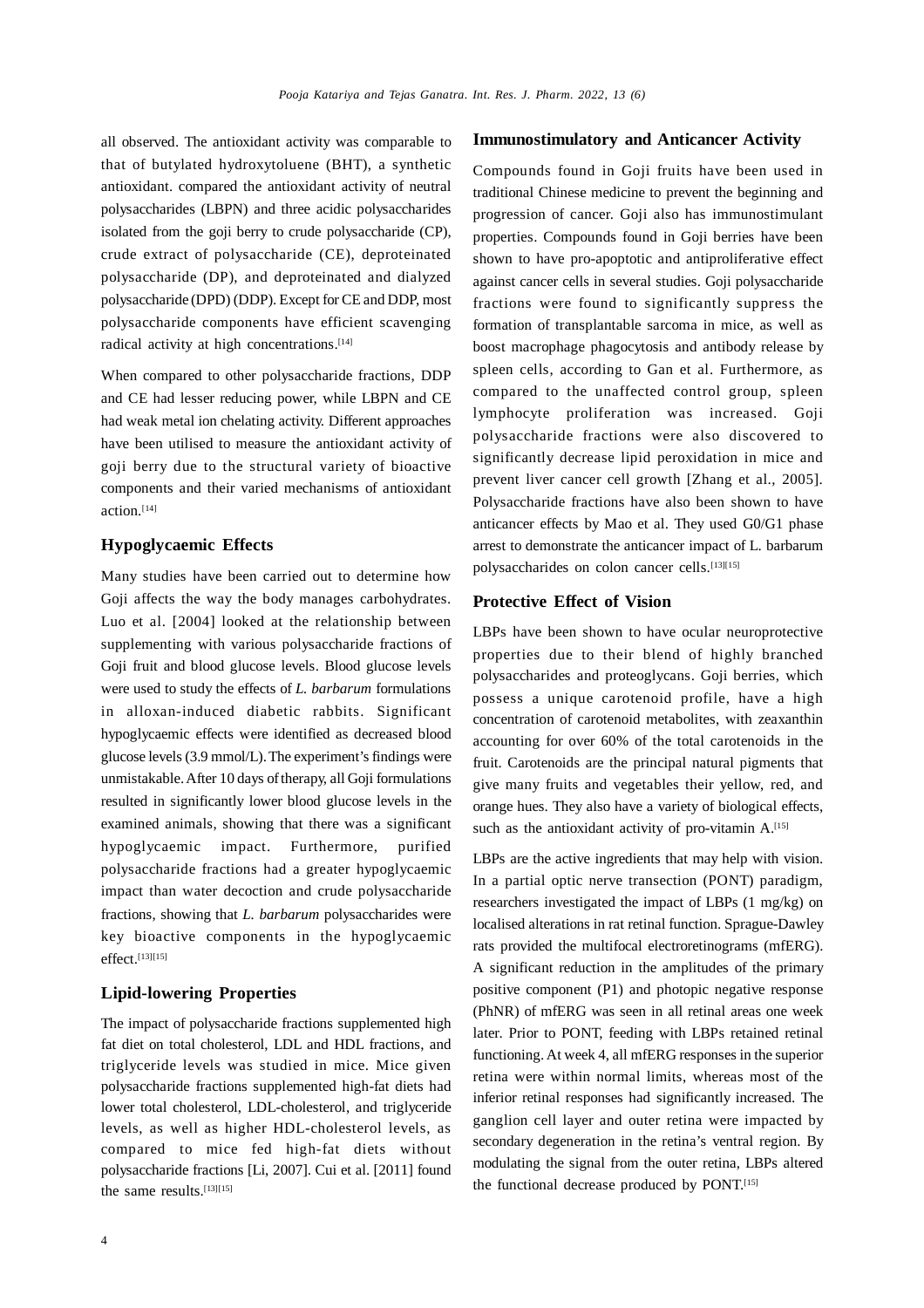all observed. The antioxidant activity was comparable to that of butylated hydroxytoluene (BHT), a synthetic antioxidant. compared the antioxidant activity of neutral polysaccharides (LBPN) and three acidic polysaccharides isolated from the goji berry to crude polysaccharide (CP), crude extract of polysaccharide (CE), deproteinated polysaccharide (DP), and deproteinated and dialyzed polysaccharide (DPD) (DDP). Except for CE and DDP, most polysaccharide components have efficient scavenging radical activity at high concentrations.[14]

When compared to other polysaccharide fractions, DDP and CE had lesser reducing power, while LBPN and CE had weak metal ion chelating activity. Different approaches have been utilised to measure the antioxidant activity of goji berry due to the structural variety of bioactive components and their varied mechanisms of antioxidant action.[14]

## Hypoglycaemic Effects

Many studies have been carried out to determine how Goji affects the way the body manages carbohydrates. Luo et al. [2004] looked at the relationship between supplementing with various polysaccharide fractions of Goji fruit and blood glucose levels. Blood glucose levels were used to study the effects of *L. barbarum* formulations in alloxan-induced diabetic rabbits. Significant hypoglycaemic effects were identified as decreased blood glucose levels (3.9 mmol/L). The experiment's findings were unmistakable. After 10 days of therapy, all Goji formulations resulted in significantly lower blood glucose levels in the examined animals, showing that there was a significant hypoglycaemic impact. Furthermore, purified polysaccharide fractions had a greater hypoglycaemic impact than water decoction and crude polysaccharide fractions, showing that *L. barbarum* polysaccharides were key bioactive components in the hypoglycaemic effect.[13][15]

## Lipid-lowering Properties

The impact of polysaccharide fractions supplemented high fat diet on total cholesterol, LDL and HDL fractions, and triglyceride levels was studied in mice. Mice given polysaccharide fractions supplemented high-fat diets had lower total cholesterol, LDL-cholesterol, and triglyceride levels, as well as higher HDL-cholesterol levels, as compared to mice fed high-fat diets without polysaccharide fractions [Li, 2007]. Cui et al. [2011] found the same results.[13][15]

## Immunostimulatory and Anticancer Activity

Compounds found in Goji fruits have been used in traditional Chinese medicine to prevent the beginning and progression of cancer. Goji also has immunostimulant properties. Compounds found in Goji berries have been shown to have pro-apoptotic and antiproliferative effect against cancer cells in several studies. Goji polysaccharide fractions were found to significantly suppress the formation of transplantable sarcoma in mice, as well as boost macrophage phagocytosis and antibody release by spleen cells, according to Gan et al. Furthermore, as compared to the unaffected control group, spleen lymphocyte proliferation was increased. Goji polysaccharide fractions were also discovered to significantly decrease lipid peroxidation in mice and prevent liver cancer cell growth [Zhang et al., 2005]. Polysaccharide fractions have also been shown to have anticancer effects by Mao et al. They used G0/G1 phase arrest to demonstrate the anticancer impact of L. barbarum polysaccharides on colon cancer cells.[13][15]

## Protective Effect of Vision

LBPs have been shown to have ocular neuroprotective properties due to their blend of highly branched polysaccharides and proteoglycans. Goji berries, which possess a unique carotenoid profile, have a high concentration of carotenoid metabolites, with zeaxanthin accounting for over 60% of the total carotenoids in the fruit. Carotenoids are the principal natural pigments that give many fruits and vegetables their yellow, red, and orange hues. They also have a variety of biological effects, such as the antioxidant activity of pro-vitamin A.[15]

LBPs are the active ingredients that may help with vision. In a partial optic nerve transection (PONT) paradigm, researchers investigated the impact of LBPs (1 mg/kg) on localised alterations in rat retinal function. Sprague-Dawley rats provided the multifocal electroretinograms (mfERG). A significant reduction in the amplitudes of the primary positive component (P1) and photopic negative response (PhNR) of mfERG was seen in all retinal areas one week later. Prior to PONT, feeding with LBPs retained retinal functioning. At week 4, all mfERG responses in the superior retina were within normal limits, whereas most of the inferior retinal responses had significantly increased. The ganglion cell layer and outer retina were impacted by secondary degeneration in the retina's ventral region. By modulating the signal from the outer retina, LBPs altered the functional decrease produced by PONT.[15]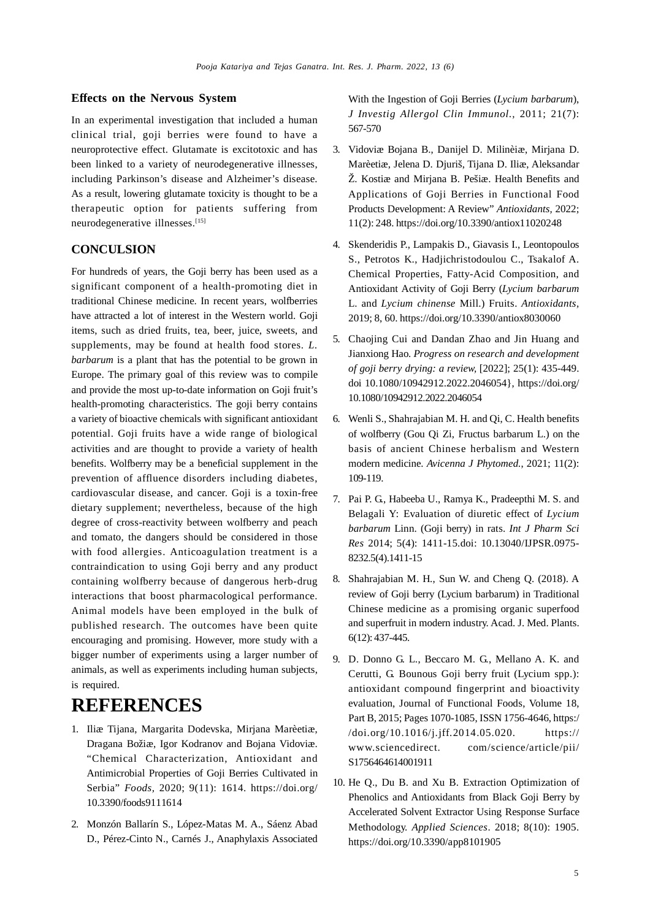### Effects on the Nervous System

In an experimental investigation that included a human clinical trial, goji berries were found to have a neuroprotective effect. Glutamate is excitotoxic and has been linked to a variety of neurodegenerative illnesses, including Parkinson's disease and Alzheimer's disease. As a result, lowering glutamate toxicity is thought to be a therapeutic option for patients suffering from neurodegenerative illnesses.[15]

## CONCULSION

For hundreds of years, the Goji berry has been used as a significant component of a health-promoting diet in traditional Chinese medicine. In recent years, wolfberries have attracted a lot of interest in the Western world. Goji items, such as dried fruits, tea, beer, juice, sweets, and supplements, may be found at health food stores. *L. barbarum* is a plant that has the potential to be grown in Europe. The primary goal of this review was to compile and provide the most up-to-date information on Goji fruit's health-promoting characteristics. The goji berry contains a variety of bioactive chemicals with significant antioxidant potential. Goji fruits have a wide range of biological activities and are thought to provide a variety of health benefits. Wolfberry may be a beneficial supplement in the prevention of affluence disorders including diabetes, cardiovascular disease, and cancer. Goji is a toxin-free dietary supplement; nevertheless, because of the high degree of cross-reactivity between wolfberry and peach and tomato, the dangers should be considered in those with food allergies. Anticoagulation treatment is a contraindication to using Goji berry and any product containing wolfberry because of dangerous herb-drug interactions that boost pharmacological performance. Animal models have been employed in the bulk of published research. The outcomes have been quite encouraging and promising. However, more study with a bigger number of experiments using a larger number of animals, as well as experiments including human subjects, is required.

# REFERENCES

1. Iliæ Tijana, Margarita Dodevska, Mirjana Marèetiæ, Dragana Božiæ, Igor Kodranov and Bojana Vidoviæ. "Chemical Characterization, Antioxidant and Antimicrobial Properties of Goji Berries Cultivated in Serbia" *Foods,* 2020; 9(11): 1614. https://doi.org/10.3390/foods9111614
2. Monzón Ballarín S., López-Matas M. A., Sáenz Abad D., Pérez-Cinto N., Carnés J., Anaphylaxis Associated With the Ingestion of Goji Berries (*Lycium barbarum*), *J Investig Allergol Clin Immunol.,* 2011; 21(7): 567-570
3. Vidoviæ Bojana B., Danijel D. Milinèiæ, Mirjana D. Marèetiæ, Jelena D. Djuriš, Tijana D. Iliæ, Aleksandar Ž. Kostiæ and Mirjana B. Pešiæ. Health Benefits and Applications of Goji Berries in Functional Food Products Development: A Review" *Antioxidants,* 2022; 11(2): 248. https://doi.org/10.3390/antiox11020248
4. Skenderidis P., Lampakis D., Giavasis I., Leontopoulos S., Petrotos K., Hadjichristodoulou C., Tsakalof A. Chemical Properties, Fatty-Acid Composition, and Antioxidant Activity of Goji Berry (*Lycium barbarum* L. and *Lycium chinense* Mill.) Fruits. *Antioxidants*, 2019; 8, 60. https://doi.org/10.3390/antiox8030060
5. Chaojing Cui and Dandan Zhao and Jin Huang and Jianxiong Hao. *Progress on research and development of goji berry drying: a review*, [2022]; 25(1): 435-449. doi 10.1080/10942912.2022.2046054}, https://doi.org/10.1080/10942912.2022.2046054
6. Wenli S., Shahrajabian M. H. and Qi, C. Health benefits of wolfberry (Gou Qi Zi, Fructus barbarum L.) on the basis of ancient Chinese herbalism and Western modern medicine. *Avicenna J Phytomed.*, 2021; 11(2): 109-119.
7. Pai P. G., Habeeba U., Ramya K., Pradeepthi M. S. and Belagali Y: Evaluation of diuretic effect of *Lycium barbarum* Linn. (Goji berry) in rats. *Int J Pharm Sci Res* 2014; 5(4): 1411-15.doi: 10.13040/IJPSR.0975-8232.5(4).1411-15
8. Shahrajabian M. H., Sun W. and Cheng Q. (2018). A review of Goji berry (Lycium barbarum) in Traditional Chinese medicine as a promising organic superfood and superfruit in modern industry. Acad. J. Med. Plants. 6(12): 437-445.
9. D. Donno G. L., Beccaro M. G., Mellano A. K. and Cerutti, G. Bounous Goji berry fruit (Lycium spp.): antioxidant compound fingerprint and bioactivity evaluation, Journal of Functional Foods, Volume 18, Part B, 2015; Pages 1070-1085, ISSN 1756-4646, https://doi.org/10.1016/j.jff.2014.05.020. https://www.sciencedirect. com/science/article/pii/S1756464614001911
10. He Q., Du B. and Xu B. Extraction Optimization of Phenolics and Antioxidants from Black Goji Berry by Accelerated Solvent Extractor Using Response Surface Methodology. *Applied Sciences*. 2018; 8(10): 1905. https://doi.org/10.3390/app8101905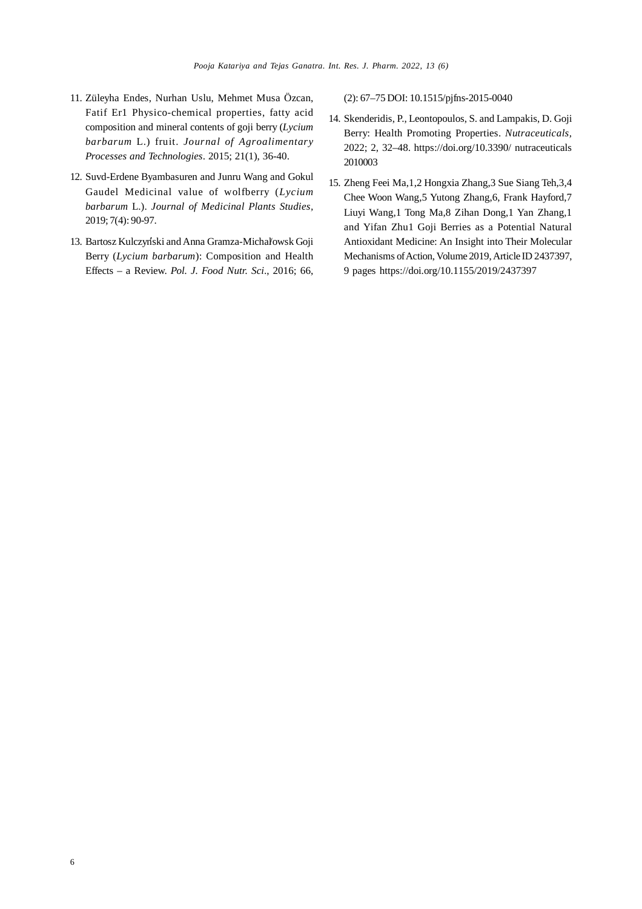11. Züleyha Endes, Nurhan Uslu, Mehmet Musa Özcan, Fatif Er1 Physico-chemical properties, fatty acid composition and mineral contents of goji berry (*Lycium barbarum* L.) fruit. *Journal of Agroalimentary Processes and Technologies*. 2015; 21(1), 36-40.

12. Suvd-Erdene Byambasuren and Junru Wang and Gokul Gaudel Medicinal value of wolfberry (*Lycium barbarum* L.). *Journal of Medicinal Plants Studies*, 2019; 7(4): 90-97.

13. Bartosz Kulczyński and Anna Gramza-Michałowsk Goji Berry (*Lycium barbarum*): Composition and Health Effects – a Review. *Pol. J. Food Nutr. Sci*., 2016; 66, (2): 67–75 DOI: 10.1515/pjfns-2015-0040

14. Skenderidis, P., Leontopoulos, S. and Lampakis, D. Goji Berry: Health Promoting Properties. *Nutraceuticals*, 2022; 2, 32–48. https://doi.org/10.3390/ nutraceuticals 2010003

15. Zheng Feei Ma,1,2 Hongxia Zhang,3 Sue Siang Teh,3,4 Chee Woon Wang,5 Yutong Zhang,6, Frank Hayford,7 Liuyi Wang,1 Tong Ma,8 Zihan Dong,1 Yan Zhang,1 and Yifan Zhu1 Goji Berries as a Potential Natural Antioxidant Medicine: An Insight into Their Molecular Mechanisms of Action, Volume 2019, Article ID 2437397, 9 pages https://doi.org/10.1155/2019/2437397